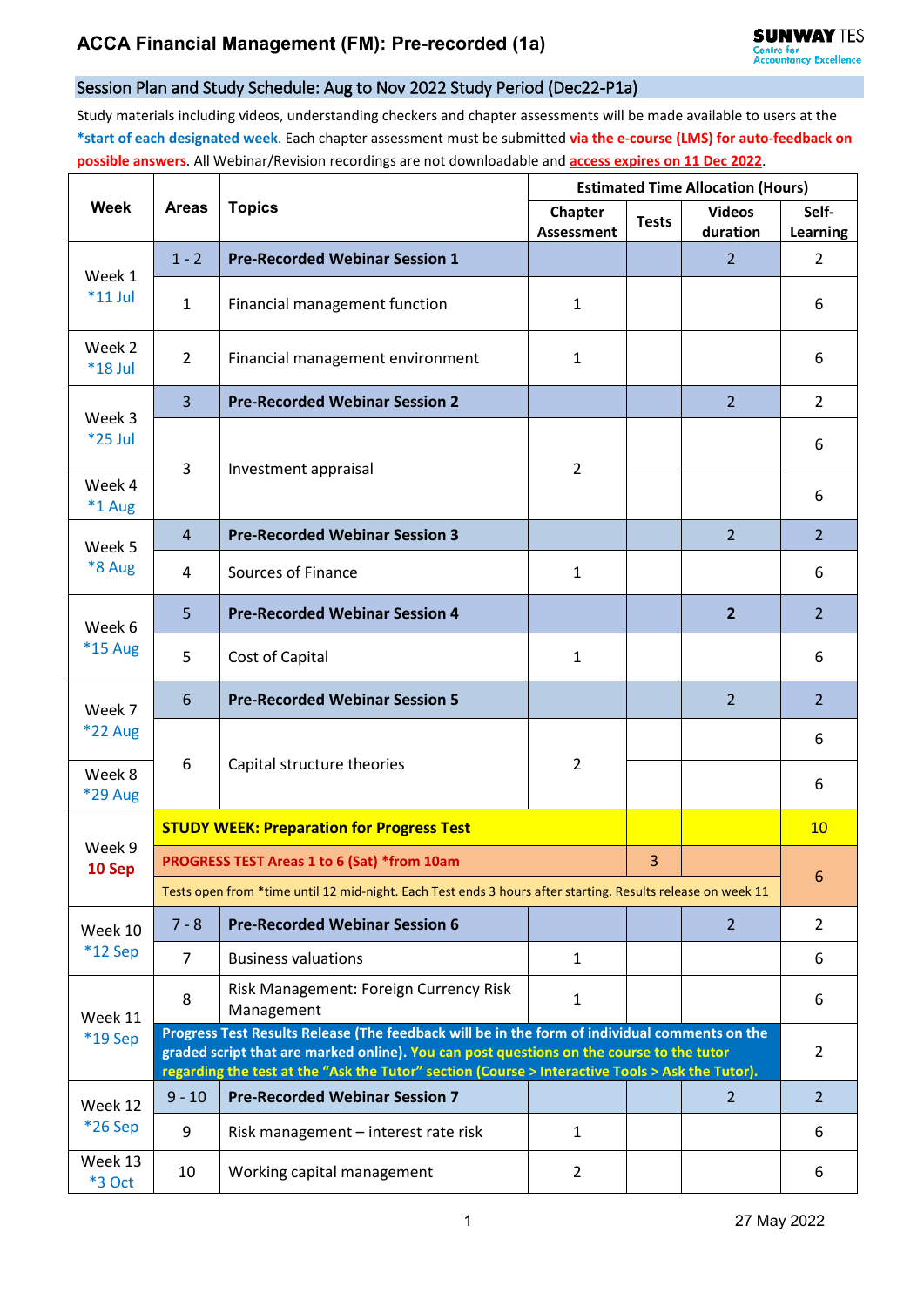# ACCA Financial Management (FM): Pre-recorded (1a)

SUNWAY TES Centre for Accountancy Excellence

## Session Plan and Study Schedule: Aug to Nov 2022 Study Period (Dec22-P1a)

Study materials including videos, understanding checkers and chapter assessments will be made available to users at the ***start of each designated week**. Each chapter assessment must be submitted **via the e-course (LMS) for auto-feedback on possible answers**. All Webinar/Revision recordings are not downloadable and **access expires on 11 Dec 2022**.

| Week | Areas | Topics | Estimated Time Allocation (Hours) | | | |
|---|---|---|---|---|---|---|
| | | | Chapter Assessment | Tests | Videos duration | Self-Learning |
| Week 1 *11 Jul | 1 - 2 | **Pre-Recorded Webinar Session 1** | | | 2 | 2 |
| | 1 | Financial management function | 1 | | | 6 |
| Week 2 *18 Jul | 2 | Financial management environment | 1 | | | 6 |
| Week 3 *25 Jul | 3 | **Pre-Recorded Webinar Session 2** | | | 2 | 2 |
| | 3 | Investment appraisal | 2 | | | 6 |
| Week 4 *1 Aug | | | | | | 6 |
| Week 5 *8 Aug | 4 | **Pre-Recorded Webinar Session 3** | | | 2 | 2 |
| | 4 | Sources of Finance | 1 | | | 6 |
| Week 6 *15 Aug | 5 | **Pre-Recorded Webinar Session 4** | | | **2** | 2 |
| | 5 | Cost of Capital | 1 | | | 6 |
| Week 7 *22 Aug | 6 | **Pre-Recorded Webinar Session 5** | | | 2 | 2 |
| | 6 | Capital structure theories | 2 | | | 6 |
| Week 8 *29 Aug | | | | | | 6 |
| Week 9 10 Sep | **STUDY WEEK: Preparation for Progress Test** | | | | | 10 |
| | **PROGRESS TEST Areas 1 to 6 (Sat) *from 10am** | | | 3 | | 6 |
| | Tests open from *time until 12 mid-night. Each Test ends 3 hours after starting. Results release on week 11 | | | | | |
| Week 10 *12 Sep | 7 - 8 | **Pre-Recorded Webinar Session 6** | | | 2 | 2 |
| | 7 | Business valuations | 1 | | | 6 |
| Week 11 *19 Sep | 8 | Risk Management: Foreign Currency Risk Management | 1 | | | 6 |
| | **Progress Test Results Release (The feedback will be in the form of individual comments on the graded script that are marked online). You can post questions on the course to the tutor regarding the test at the "Ask the Tutor" section (Course > Interactive Tools > Ask the Tutor).** | | | | | 2 |
| Week 12 *26 Sep | 9 - 10 | **Pre-Recorded Webinar Session 7** | | | 2 | 2 |
| | 9 | Risk management – interest rate risk | 1 | | | 6 |
| Week 13 *3 Oct | 10 | Working capital management | 2 | | | 6 |

27 May 2022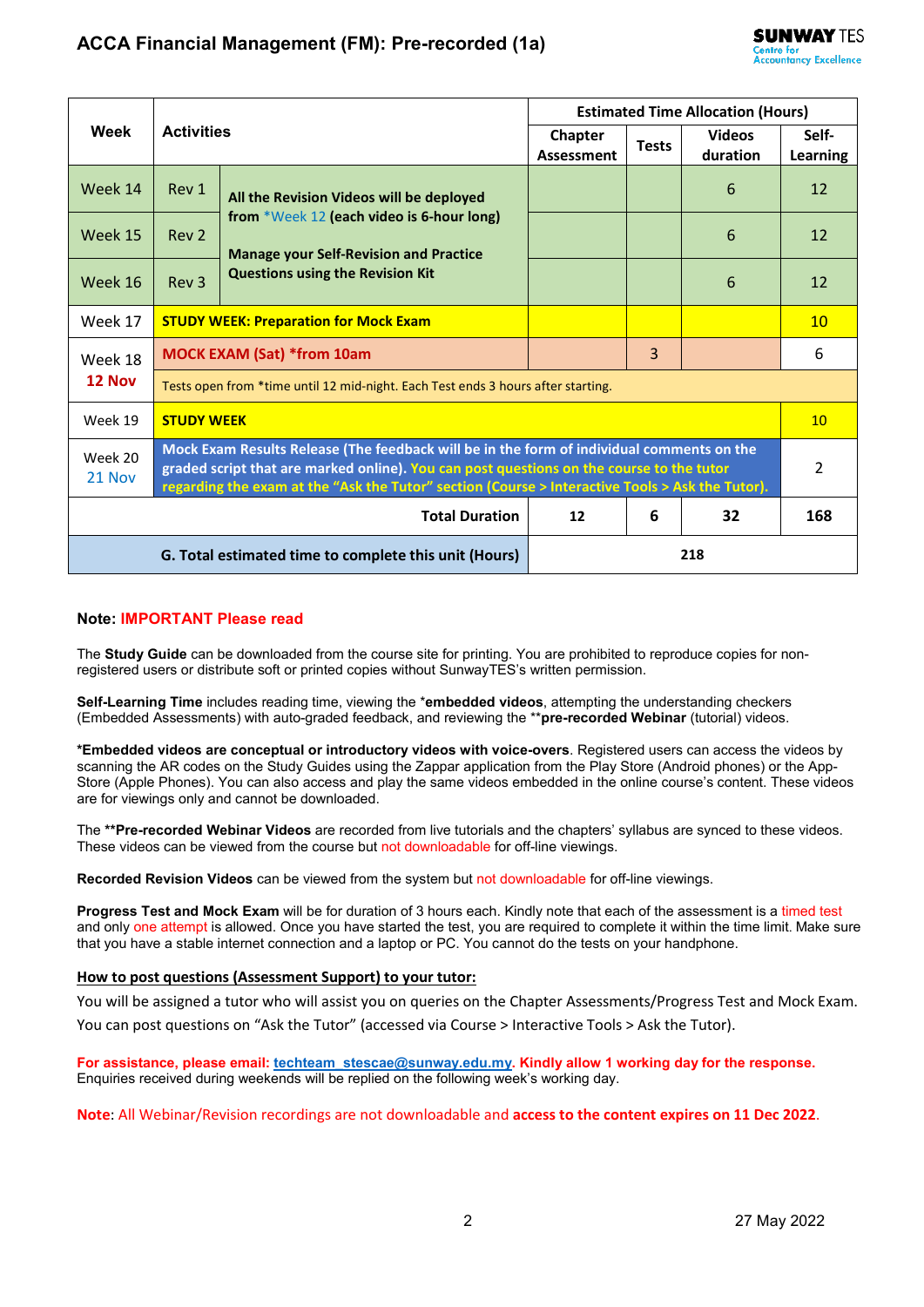## ACCA Financial Management (FM): Pre-recorded (1a)

| Week | Activities | | Estimated Time Allocation (Hours) | | | |
|---|---|---|---|---|---|---|
| | | | Chapter Assessment | Tests | Videos duration | Self-Learning |
| Week 14 | Rev 1 | All the Revision Videos will be deployed from *Week 12 (each video is 6-hour long) Manage your Self-Revision and Practice Questions using the Revision Kit | | | 6 | 12 |
| Week 15 | Rev 2 | | | | 6 | 12 |
| Week 16 | Rev 3 | | | | 6 | 12 |
| Week 17 | STUDY WEEK: Preparation for Mock Exam | | | | | 10 |
| Week 18 12 Nov | MOCK EXAM (Sat) *from 10am | | | 3 | | 6 |
| | Tests open from *time until 12 mid-night. Each Test ends 3 hours after starting. | | | | | |
| Week 19 | STUDY WEEK | | | | | 10 |
| Week 20 21 Nov | Mock Exam Results Release (The feedback will be in the form of individual comments on the graded script that are marked online). You can post questions on the course to the tutor regarding the exam at the "Ask the Tutor" section (Course > Interactive Tools > Ask the Tutor). | | | | | 2 |
| | | Total Duration | 12 | 6 | 32 | 168 |
| | | G. Total estimated time to complete this unit (Hours) | 218 | | | |

**Note: IMPORTANT Please read**

The **Study Guide** can be downloaded from the course site for printing. You are prohibited to reproduce copies for non-registered users or distribute soft or printed copies without SunwayTES's written permission.

**Self-Learning Time** includes reading time, viewing the ***embedded videos**, attempting the understanding checkers (Embedded Assessments) with auto-graded feedback, and reviewing the ****pre-recorded Webinar** (tutorial) videos.

***Embedded videos are conceptual or introductory videos with voice-overs**. Registered users can access the videos by scanning the AR codes on the Study Guides using the Zappar application from the Play Store (Android phones) or the App-Store (Apple Phones). You can also access and play the same videos embedded in the online course's content. These videos are for viewings only and cannot be downloaded.

The ****Pre-recorded Webinar Videos** are recorded from live tutorials and the chapters' syllabus are synced to these videos. These videos can be viewed from the course but not downloadable for off-line viewings.

**Recorded Revision Videos** can be viewed from the system but not downloadable for off-line viewings.

**Progress Test and Mock Exam** will be for duration of 3 hours each. Kindly note that each of the assessment is a timed test and only one attempt is allowed. Once you have started the test, you are required to complete it within the time limit. Make sure that you have a stable internet connection and a laptop or PC. You cannot do the tests on your handphone.

**How to post questions (Assessment Support) to your tutor:**

You will be assigned a tutor who will assist you on queries on the Chapter Assessments/Progress Test and Mock Exam. You can post questions on "Ask the Tutor" (accessed via Course > Interactive Tools > Ask the Tutor).

**For assistance, please email: techteam_stescae@sunway.edu.my. Kindly allow 1 working day for the response.**
Enquiries received during weekends will be replied on the following week's working day.

**Note**: All Webinar/Revision recordings are not downloadable and **access to the content expires on 11 Dec 2022**.

27 May 2022